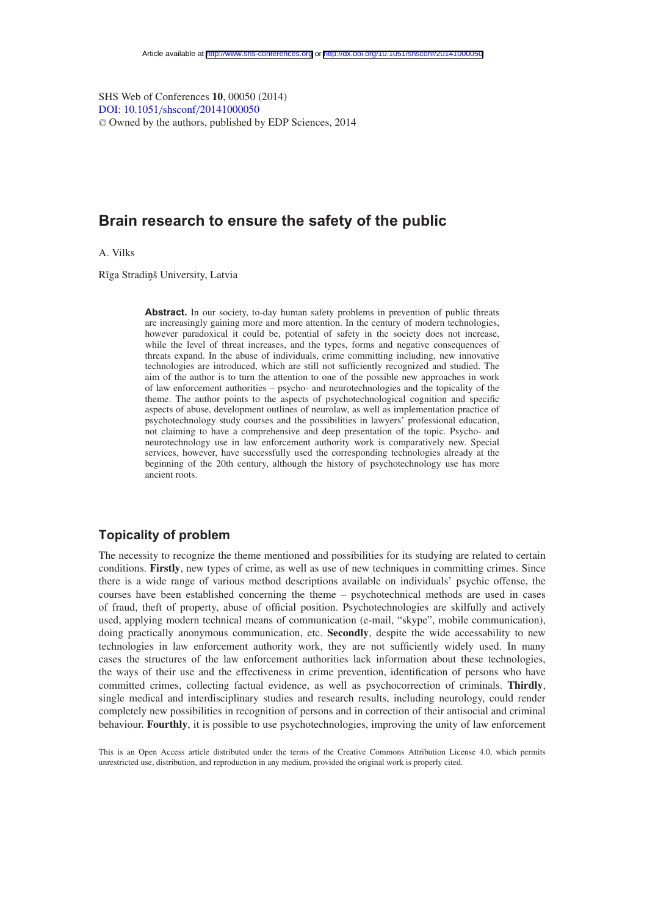# Brain research to ensure the safety of the public

A. Vilks

Rīga Stradiņš University, Latvia

**Abstract.** In our society, to-day human safety problems in prevention of public threats are increasingly gaining more and more attention. In the century of modern technologies, however paradoxical it could be, potential of safety in the society does not increase, while the level of threat increases, and the types, forms and negative consequences of threats expand. In the abuse of individuals, crime committing including, new innovative technologies are introduced, which are still not sufficiently recognized and studied. The aim of the author is to turn the attention to one of the possible new approaches in work of law enforcement authorities – psycho- and neurotechnologies and the topicality of the theme. The author points to the aspects of psychotechnological cognition and specific aspects of abuse, development outlines of neurolaw, as well as implementation practice of psychotechnology study courses and the possibilities in lawyers' professional education, not claiming to have a comprehensive and deep presentation of the topic. Psycho- and neurotechnology use in law enforcement authority work is comparatively new. Special services, however, have successfully used the corresponding technologies already at the beginning of the 20th century, although the history of psychotechnology use has more ancient roots.

## Topicality of problem

The necessity to recognize the theme mentioned and possibilities for its studying are related to certain conditions. **Firstly**, new types of crime, as well as use of new techniques in committing crimes. Since there is a wide range of various method descriptions available on individuals' psychic offense, the courses have been established concerning the theme – psychotechnical methods are used in cases of fraud, theft of property, abuse of official position. Psychotechnologies are skilfully and actively used, applying modern technical means of communication (e-mail, "skype", mobile communication), doing practically anonymous communication, etc. **Secondly**, despite the wide accessability to new technologies in law enforcement authority work, they are not sufficiently widely used. In many cases the structures of the law enforcement authorities lack information about these technologies, the ways of their use and the effectiveness in crime prevention, identification of persons who have committed crimes, collecting factual evidence, as well as psychocorrection of criminals. **Thirdly**, single medical and interdisciplinary studies and research results, including neurology, could render completely new possibilities in recognition of persons and in correction of their antisocial and criminal behaviour. **Fourthly**, it is possible to use psychotechnologies, improving the unity of law enforcement

This is an Open Access article distributed under the terms of the Creative Commons Attribution License 4.0, which permits unrestricted use, distribution, and reproduction in any medium, provided the original work is properly cited.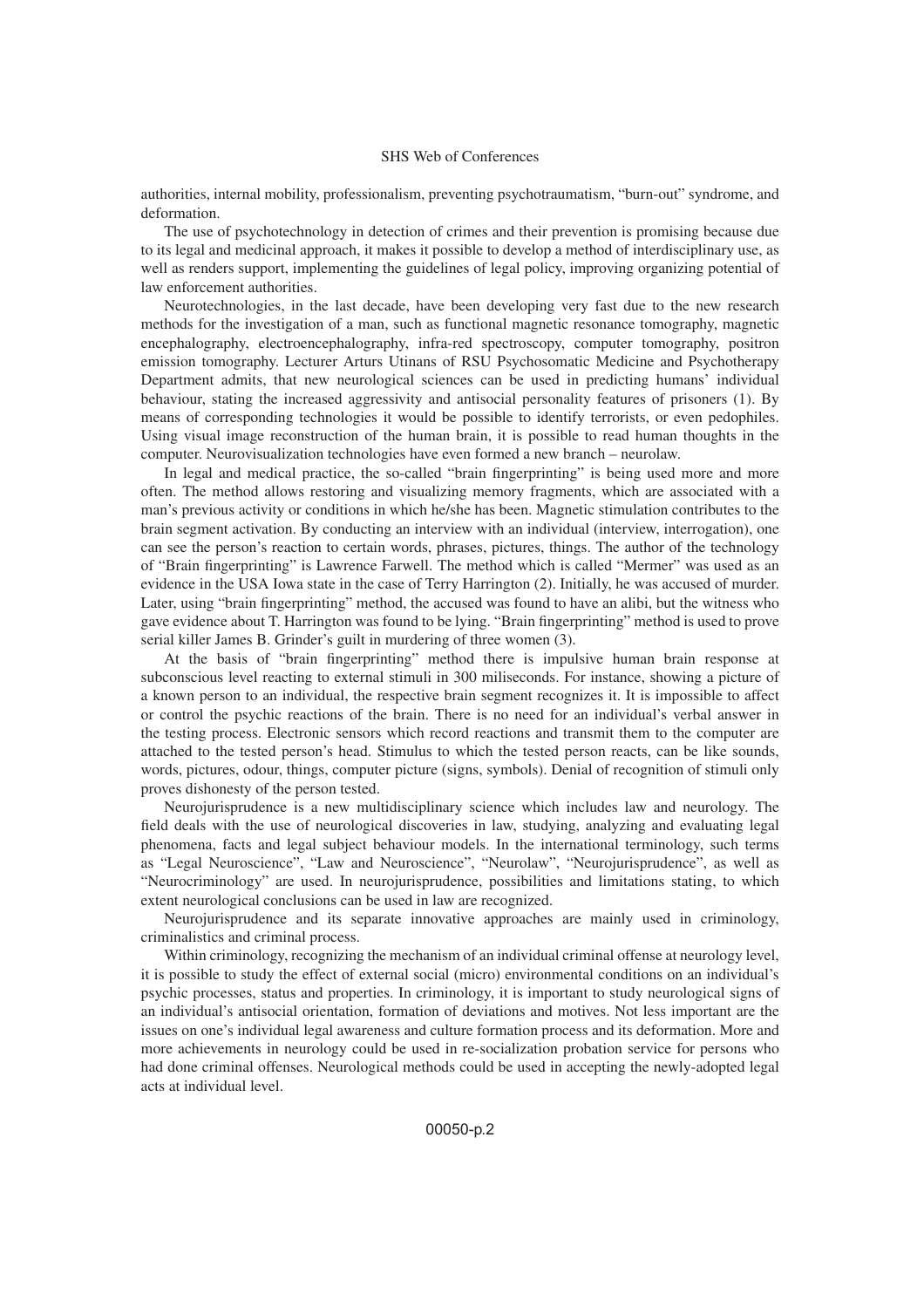authorities, internal mobility, professionalism, preventing psychotraumatism, "burn-out" syndrome, and deformation.

The use of psychotechnology in detection of crimes and their prevention is promising because due to its legal and medicinal approach, it makes it possible to develop a method of interdisciplinary use, as well as renders support, implementing the guidelines of legal policy, improving organizing potential of law enforcement authorities.

Neurotechnologies, in the last decade, have been developing very fast due to the new research methods for the investigation of a man, such as functional magnetic resonance tomography, magnetic encephalography, electroencephalography, infra-red spectroscopy, computer tomography, positron emission tomography. Lecturer Arturs Utinans of RSU Psychosomatic Medicine and Psychotherapy Department admits, that new neurological sciences can be used in predicting humans' individual behaviour, stating the increased aggressivity and antisocial personality features of prisoners (1). By means of corresponding technologies it would be possible to identify terrorists, or even pedophiles. Using visual image reconstruction of the human brain, it is possible to read human thoughts in the computer. Neurovisualization technologies have even formed a new branch – neurolaw.

In legal and medical practice, the so-called "brain fingerprinting" is being used more and more often. The method allows restoring and visualizing memory fragments, which are associated with a man's previous activity or conditions in which he/she has been. Magnetic stimulation contributes to the brain segment activation. By conducting an interview with an individual (interview, interrogation), one can see the person's reaction to certain words, phrases, pictures, things. The author of the technology of "Brain fingerprinting" is Lawrence Farwell. The method which is called "Mermer" was used as an evidence in the USA Iowa state in the case of Terry Harrington (2). Initially, he was accused of murder. Later, using "brain fingerprinting" method, the accused was found to have an alibi, but the witness who gave evidence about T. Harrington was found to be lying. "Brain fingerprinting" method is used to prove serial killer James B. Grinder's guilt in murdering of three women (3).

At the basis of "brain fingerprinting" method there is impulsive human brain response at subconscious level reacting to external stimuli in 300 miliseconds. For instance, showing a picture of a known person to an individual, the respective brain segment recognizes it. It is impossible to affect or control the psychic reactions of the brain. There is no need for an individual's verbal answer in the testing process. Electronic sensors which record reactions and transmit them to the computer are attached to the tested person's head. Stimulus to which the tested person reacts, can be like sounds, words, pictures, odour, things, computer picture (signs, symbols). Denial of recognition of stimuli only proves dishonesty of the person tested.

Neurojurisprudence is a new multidisciplinary science which includes law and neurology. The field deals with the use of neurological discoveries in law, studying, analyzing and evaluating legal phenomena, facts and legal subject behaviour models. In the international terminology, such terms as "Legal Neuroscience", "Law and Neuroscience", "Neurolaw", "Neurojurisprudence", as well as "Neurocriminology" are used. In neurojurisprudence, possibilities and limitations stating, to which extent neurological conclusions can be used in law are recognized.

Neurojurisprudence and its separate innovative approaches are mainly used in criminology, criminalistics and criminal process.

Within criminology, recognizing the mechanism of an individual criminal offense at neurology level, it is possible to study the effect of external social (micro) environmental conditions on an individual's psychic processes, status and properties. In criminology, it is important to study neurological signs of an individual's antisocial orientation, formation of deviations and motives. Not less important are the issues on one's individual legal awareness and culture formation process and its deformation. More and more achievements in neurology could be used in re-socialization probation service for persons who had done criminal offenses. Neurological methods could be used in accepting the newly-adopted legal acts at individual level.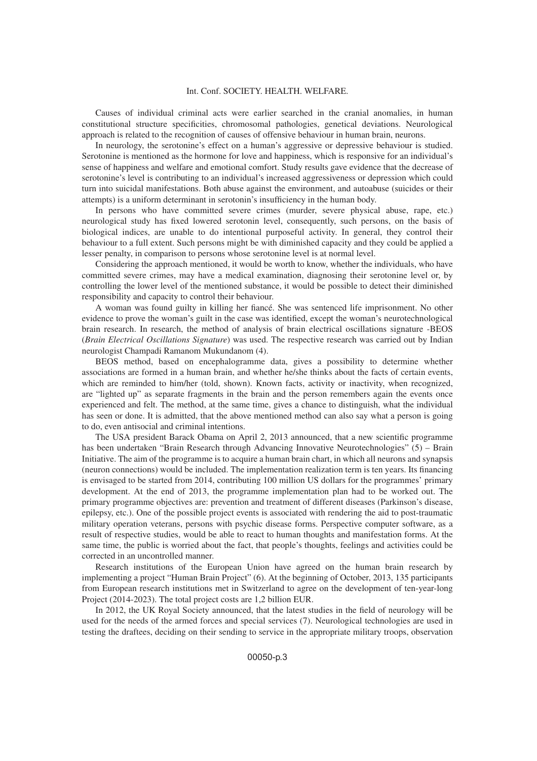Causes of individual criminal acts were earlier searched in the cranial anomalies, in human constitutional structure specificities, chromosomal pathologies, genetical deviations. Neurological approach is related to the recognition of causes of offensive behaviour in human brain, neurons.

In neurology, the serotonine's effect on a human's aggressive or depressive behaviour is studied. Serotonine is mentioned as the hormone for love and happiness, which is responsive for an individual's sense of happiness and welfare and emotional comfort. Study results gave evidence that the decrease of serotonine's level is contributing to an individual's increased aggressiveness or depression which could turn into suicidal manifestations. Both abuse against the environment, and autoabuse (suicides or their attempts) is a uniform determinant in serotonin's insufficiency in the human body.

In persons who have committed severe crimes (murder, severe physical abuse, rape, etc.) neurological study has fixed lowered serotonin level, consequently, such persons, on the basis of biological indices, are unable to do intentional purposeful activity. In general, they control their behaviour to a full extent. Such persons might be with diminished capacity and they could be applied a lesser penalty, in comparison to persons whose serotonine level is at normal level.

Considering the approach mentioned, it would be worth to know, whether the individuals, who have committed severe crimes, may have a medical examination, diagnosing their serotonine level or, by controlling the lower level of the mentioned substance, it would be possible to detect their diminished responsibility and capacity to control their behaviour.

A woman was found guilty in killing her fiancé. She was sentenced life imprisonment. No other evidence to prove the woman's guilt in the case was identified, except the woman's neurotechnological brain research. In research, the method of analysis of brain electrical oscillations signature -BEOS (*Brain Electrical Oscillations Signature*) was used. The respective research was carried out by Indian neurologist Champadi Ramanom Mukundanom (4).

BEOS method, based on encephalogramme data, gives a possibility to determine whether associations are formed in a human brain, and whether he/she thinks about the facts of certain events, which are reminded to him/her (told, shown). Known facts, activity or inactivity, when recognized, are "lighted up" as separate fragments in the brain and the person remembers again the events once experienced and felt. The method, at the same time, gives a chance to distinguish, what the individual has seen or done. It is admitted, that the above mentioned method can also say what a person is going to do, even antisocial and criminal intentions.

The USA president Barack Obama on April 2, 2013 announced, that a new scientific programme has been undertaken "Brain Research through Advancing Innovative Neurotechnologies" (5) – Brain Initiative. The aim of the programme is to acquire a human brain chart, in which all neurons and synapsis (neuron connections) would be included. The implementation realization term is ten years. Its financing is envisaged to be started from 2014, contributing 100 million US dollars for the programmes' primary development. At the end of 2013, the programme implementation plan had to be worked out. The primary programme objectives are: prevention and treatment of different diseases (Parkinson's disease, epilepsy, etc.). One of the possible project events is associated with rendering the aid to post-traumatic military operation veterans, persons with psychic disease forms. Perspective computer software, as a result of respective studies, would be able to react to human thoughts and manifestation forms. At the same time, the public is worried about the fact, that people's thoughts, feelings and activities could be corrected in an uncontrolled manner.

Research institutions of the European Union have agreed on the human brain research by implementing a project "Human Brain Project" (6). At the beginning of October, 2013, 135 participants from European research institutions met in Switzerland to agree on the development of ten-year-long Project (2014-2023). The total project costs are 1,2 billion EUR.

In 2012, the UK Royal Society announced, that the latest studies in the field of neurology will be used for the needs of the armed forces and special services (7). Neurological technologies are used in testing the draftees, deciding on their sending to service in the appropriate military troops, observation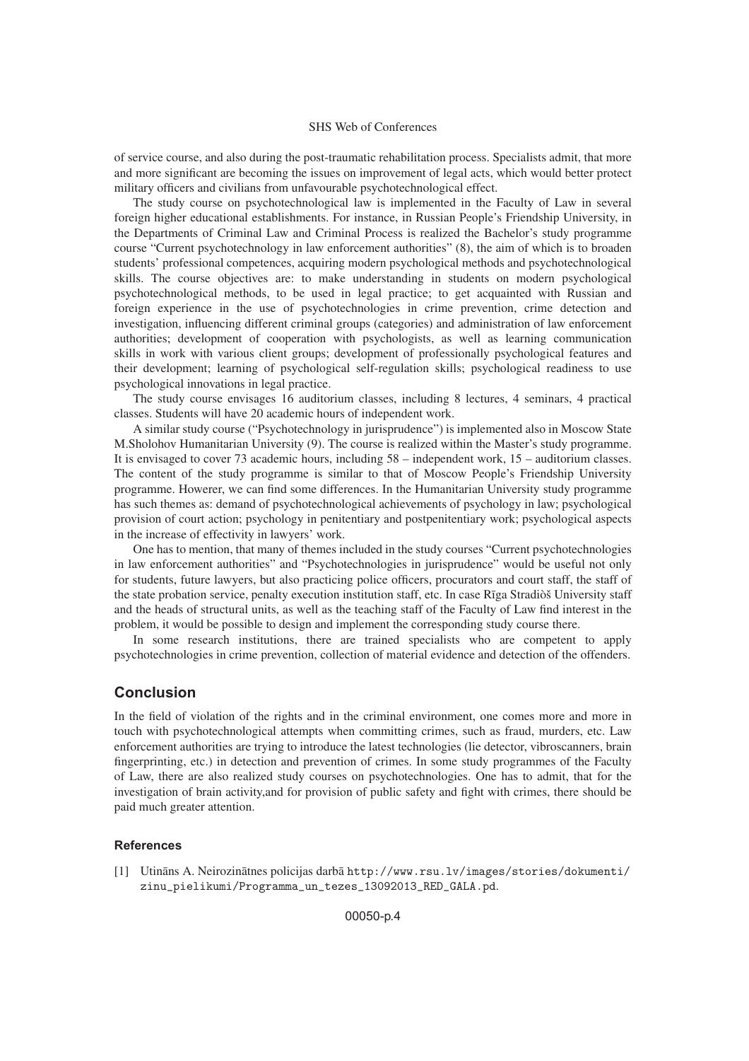of service course, and also during the post-traumatic rehabilitation process. Specialists admit, that more and more significant are becoming the issues on improvement of legal acts, which would better protect military officers and civilians from unfavourable psychotechnological effect.

The study course on psychotechnological law is implemented in the Faculty of Law in several foreign higher educational establishments. For instance, in Russian People's Friendship University, in the Departments of Criminal Law and Criminal Process is realized the Bachelor's study programme course "Current psychotechnology in law enforcement authorities" (8), the aim of which is to broaden students' professional competences, acquiring modern psychological methods and psychotechnological skills. The course objectives are: to make understanding in students on modern psychological psychotechnological methods, to be used in legal practice; to get acquainted with Russian and foreign experience in the use of psychotechnologies in crime prevention, crime detection and investigation, influencing different criminal groups (categories) and administration of law enforcement authorities; development of cooperation with psychologists, as well as learning communication skills in work with various client groups; development of professionally psychological features and their development; learning of psychological self-regulation skills; psychological readiness to use psychological innovations in legal practice.

The study course envisages 16 auditorium classes, including 8 lectures, 4 seminars, 4 practical classes. Students will have 20 academic hours of independent work.

A similar study course ("Psychotechnology in jurisprudence") is implemented also in Moscow State M.Sholohov Humanitarian University (9). The course is realized within the Master's study programme. It is envisaged to cover 73 academic hours, including 58 – independent work, 15 – auditorium classes. The content of the study programme is similar to that of Moscow People's Friendship University programme. Howerer, we can find some differences. In the Humanitarian University study programme has such themes as: demand of psychotechnological achievements of psychology in law; psychological provision of court action; psychology in penitentiary and postpenitentiary work; psychological aspects in the increase of effectivity in lawyers' work.

One has to mention, that many of themes included in the study courses "Current psychotechnologies in law enforcement authorities" and "Psychotechnologies in jurisprudence" would be useful not only for students, future lawyers, but also practicing police officers, procurators and court staff, the staff of the state probation service, penalty execution institution staff, etc. In case Rīga Stradiòš University staff and the heads of structural units, as well as the teaching staff of the Faculty of Law find interest in the problem, it would be possible to design and implement the corresponding study course there.

In some research institutions, there are trained specialists who are competent to apply psychotechnologies in crime prevention, collection of material evidence and detection of the offenders.

## Conclusion

In the field of violation of the rights and in the criminal environment, one comes more and more in touch with psychotechnological attempts when committing crimes, such as fraud, murders, etc. Law enforcement authorities are trying to introduce the latest technologies (lie detector, vibroscanners, brain fingerprinting, etc.) in detection and prevention of crimes. In some study programmes of the Faculty of Law, there are also realized study courses on psychotechnologies. One has to admit, that for the investigation of brain activity,and for provision of public safety and fight with crimes, there should be paid much greater attention.

### References

[1] Utināns A. Neirozinātnes policijas darbā http://www.rsu.lv/images/stories/dokumenti/zinu_pielikumi/Programma_un_tezes_13092013_RED_GALA.pd.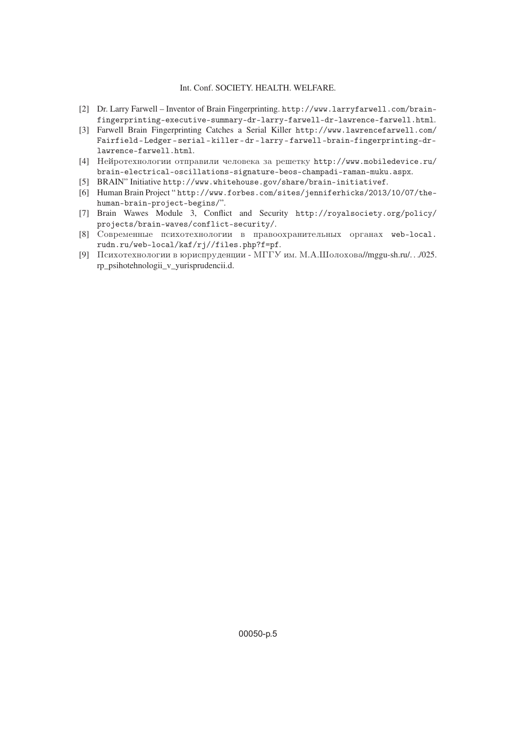[2] Dr. Larry Farwell – Inventor of Brain Fingerprinting. http://www.larryfarwell.com/brain-fingerprinting-executive-summary-dr-larry-farwell-dr-lawrence-farwell.html.

[3] Farwell Brain Fingerprinting Catches a Serial Killer http://www.lawrencefarwell.com/Fairfield-Ledger-serial-killer-dr-larry-farwell-brain-fingerprinting-dr-lawrence-farwell.html.

[4] Нейротехнологии отправили человека за решетку http://www.mobiledevice.ru/brain-electrical-oscillations-signature-beos-champadi-raman-muku.aspx.

[5] BRAIN" Initiative http://www.whitehouse.gov/share/brain-initiativef.

[6] Human Brain Project " http://www.forbes.com/sites/jenniferhicks/2013/10/07/the-human-brain-project-begins/".

[7] Brain Wawes Module 3, Conflict and Security http://royalsociety.org/policy/projects/brain-waves/conflict-security/.

[8] Современные психотехнологии в правоохранительных органах web-local.rudn.ru/web-local/kaf/rj//files.php?f=pf.

[9] Психотехнологии в юриспруденции - МГГУ им. М.А.Шолохова//mggu-sh.ru/.../025.rp_psihotehnologii_v_yurisprudencii.d.